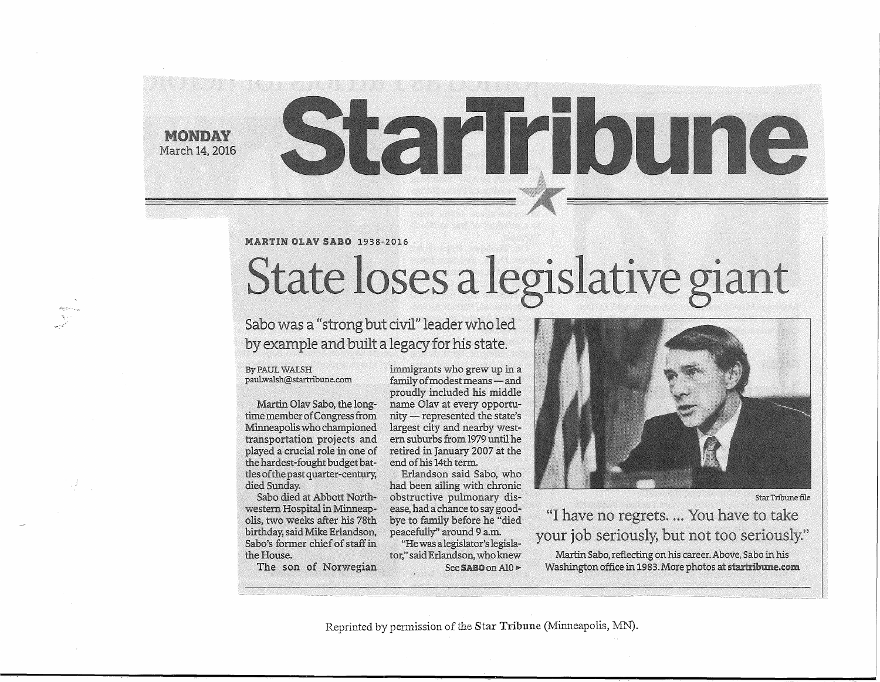**MONDAY** March 14, 2016

# StarTribune

**MARTIN OLAV SABO** 1938-2016

## State loses a legislative giant

### Sabo was a "strong but civil" leader who led by example and built a legacy for his state.

By PAUL WALSH
paul.walsh@startribune.com

Martin Olav Sabo, the longtime member of Congress from Minneapolis who championed transportation projects and played a crucial role in one of the hardest-fought budget battles of the past quarter-century, died Sunday.

Sabo died at Abbott Northwestern Hospital in Minneapolis, two weeks after his 78th birthday, said Mike Erlandson, Sabo's former chief of staff in the House.

The son of Norwegian immigrants who grew up in a family of modest means — and proudly included his middle name Olav at every opportunity — represented the state's largest city and nearby western suburbs from 1979 until he retired in January 2007 at the end of his 14th term.

Erlandson said Sabo, who had been ailing with chronic obstructive pulmonary disease, had a chance to say goodbye to family before he "died peacefully" around 9 a.m.

"He was a legislator's legislator," said Erlandson, who knew

See **SABO** on A10 ►

Star Tribune file

"I have no regrets. ... You have to take your job seriously, but not too seriously."

Martin Sabo, reflecting on his career. Above, Sabo in his Washington office in 1983. More photos at **startribune.com**

Reprinted by permission of the Star Tribune (Minneapolis, MN).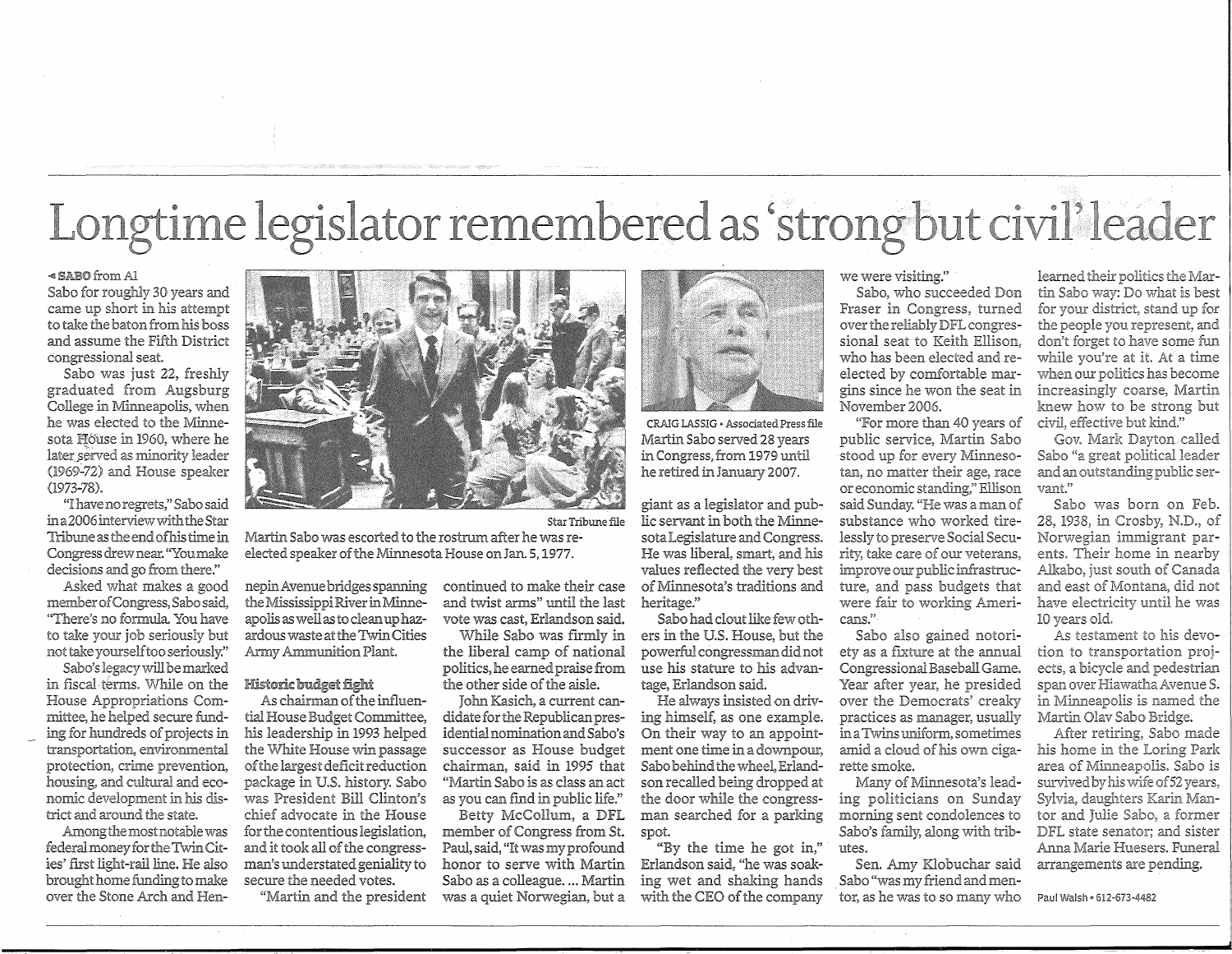# Longtime legislator remembered as 'strong but civil' leader

◄ SABO from A1

Sabo for roughly 30 years and came up short in his attempt to take the baton from his boss and assume the Fifth District congressional seat.

Sabo was just 22, freshly graduated from Augsburg College in Minneapolis, when he was elected to the Minnesota House in 1960, where he later served as minority leader (1969-72) and House speaker (1973-78).

"I have no regrets," Sabo said in a 2006 interview with the Star Tribune as the end of his time in Congress drew near. "You make decisions and go from there."

Asked what makes a good member of Congress, Sabo said, "There's no formula. You have to take your job seriously but not take yourself too seriously."

Sabo's legacy will be marked in fiscal terms. While on the House Appropriations Committee, he helped secure funding for hundreds of projects in transportation, environmental protection, crime prevention, housing, and cultural and economic development in his district and around the state.

Among the most notable was federal money for the Twin Cities' first light-rail line. He also brought home funding to make over the Stone Arch and Hennepin Avenue bridges spanning the Mississippi River in Minneapolis as well as to clean up hazardous waste at the Twin Cities Army Ammunition Plant.

Star Tribune file

Martin Sabo was escorted to the rostrum after he was re-elected speaker of the Minnesota House on Jan. 5, 1977.

### Historic budget fight

As chairman of the influential House Budget Committee, his leadership in 1993 helped the White House win passage of the largest deficit reduction package in U.S. history. Sabo was President Bill Clinton's chief advocate in the House for the contentious legislation, and it took all of the congressman's understated geniality to secure the needed votes.

"Martin and the president continued to make their case and twist arms" until the last vote was cast, Erlandson said.

While Sabo was firmly in the liberal camp of national politics, he earned praise from the other side of the aisle.

John Kasich, a current candidate for the Republican presidential nomination and Sabo's successor as House budget chairman, said in 1995 that "Martin Sabo is as class an act as you can find in public life."

Betty McCollum, a DFL member of Congress from St. Paul, said, "It was my profound honor to serve with Martin Sabo as a colleague. ... Martin was a quiet Norwegian, but a giant as a legislator and public servant in both the Minnesota Legislature and Congress. He was liberal, smart, and his values reflected the very best of Minnesota's traditions and heritage."

CRAIG LASSIG • Associated Press file

Martin Sabo served 28 years in Congress, from 1979 until he retired in January 2007.

Sabo had clout like few others in the U.S. House, but the powerful congressman did not use his stature to his advantage, Erlandson said.

He always insisted on driving himself, as one example. On their way to an appointment one time in a downpour, Sabo behind the wheel, Erlandson recalled being dropped at the door while the congressman searched for a parking spot.

"By the time he got in," Erlandson said, "he was soaking wet and shaking hands with the CEO of the company we were visiting."

Sabo, who succeeded Don Fraser in Congress, turned over the reliably DFL congressional seat to Keith Ellison, who has been elected and re-elected by comfortable margins since he won the seat in November 2006.

"For more than 40 years of public service, Martin Sabo stood up for every Minnesotan, no matter their age, race or economic standing," Ellison said Sunday. "He was a man of substance who worked tirelessly to preserve Social Security, take care of our veterans, improve our public infrastructure, and pass budgets that were fair to working Americans."

Sabo also gained notoriety as a fixture at the annual Congressional Baseball Game. Year after year, he presided over the Democrats' creaky practices as manager, usually in a Twins uniform, sometimes amid a cloud of his own cigarette smoke.

Many of Minnesota's leading politicians on Sunday morning sent condolences to Sabo's family, along with tributes.

Sen. Amy Klobuchar said Sabo "was my friend and mentor, as he was to so many who learned their politics the Martin Sabo way: Do what is best for your district, stand up for the people you represent, and don't forget to have some fun while you're at it. At a time when our politics has become increasingly coarse, Martin knew how to be strong but civil, effective but kind."

Gov. Mark Dayton called Sabo "a great political leader and an outstanding public servant."

Sabo was born on Feb. 28, 1938, in Crosby, N.D., of Norwegian immigrant parents. Their home in nearby Alkabo, just south of Canada and east of Montana, did not have electricity until he was 10 years old.

As testament to his devotion to transportation projects, a bicycle and pedestrian span over Hiawatha Avenue S. in Minneapolis is named the Martin Olav Sabo Bridge.

After retiring, Sabo made his home in the Loring Park area of Minneapolis. Sabo is survived by his wife of 52 years, Sylvia, daughters Karin Mantor and Julie Sabo, a former DFL state senator; and sister Anna Marie Huesers. Funeral arrangements are pending.

Paul Walsh • 612-673-4482